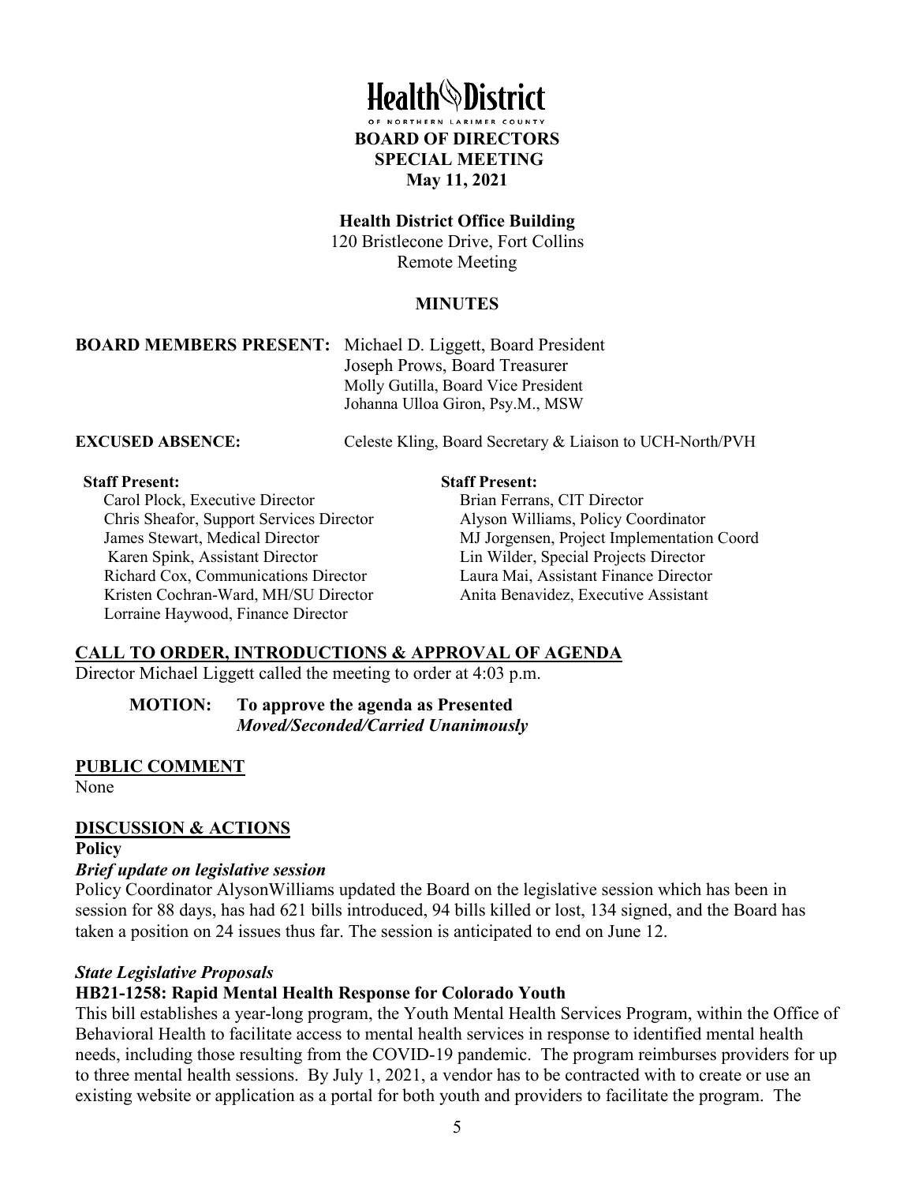# Health District

OF NORTHERN LARIMER COUNTY

**BOARD OF DIRECTORS**
**SPECIAL MEETING**
**May 11, 2021**

**Health District Office Building**
120 Bristlecone Drive, Fort Collins
Remote Meeting

**MINUTES**

**BOARD MEMBERS PRESENT:** Michael D. Liggett, Board President
Joseph Prows, Board Treasurer
Molly Gutilla, Board Vice President
Johanna Ulloa Giron, Psy.M., MSW

**EXCUSED ABSENCE:** Celeste Kling, Board Secretary & Liaison to UCH-North/PVH

**Staff Present:**
Carol Plock, Executive Director
Chris Sheafor, Support Services Director
James Stewart, Medical Director
Karen Spink, Assistant Director
Richard Cox, Communications Director
Kristen Cochran-Ward, MH/SU Director
Lorraine Haywood, Finance Director

**Staff Present:**
Brian Ferrans, CIT Director
Alyson Williams, Policy Coordinator
MJ Jorgensen, Project Implementation Coord
Lin Wilder, Special Projects Director
Laura Mai, Assistant Finance Director
Anita Benavidez, Executive Assistant

## CALL TO ORDER, INTRODUCTIONS & APPROVAL OF AGENDA

Director Michael Liggett called the meeting to order at 4:03 p.m.

**MOTION: To approve the agenda as Presented**
***Moved/Seconded/Carried Unanimously***

## PUBLIC COMMENT

None

## DISCUSSION & ACTIONS

### Policy

***Brief update on legislative session***

Policy Coordinator AlysonWilliams updated the Board on the legislative session which has been in session for 88 days, has had 621 bills introduced, 94 bills killed or lost, 134 signed, and the Board has taken a position on 24 issues thus far. The session is anticipated to end on June 12.

***State Legislative Proposals***

**HB21-1258: Rapid Mental Health Response for Colorado Youth**

This bill establishes a year-long program, the Youth Mental Health Services Program, within the Office of Behavioral Health to facilitate access to mental health services in response to identified mental health needs, including those resulting from the COVID-19 pandemic. The program reimburses providers for up to three mental health sessions. By July 1, 2021, a vendor has to be contracted with to create or use an existing website or application as a portal for both youth and providers to facilitate the program. The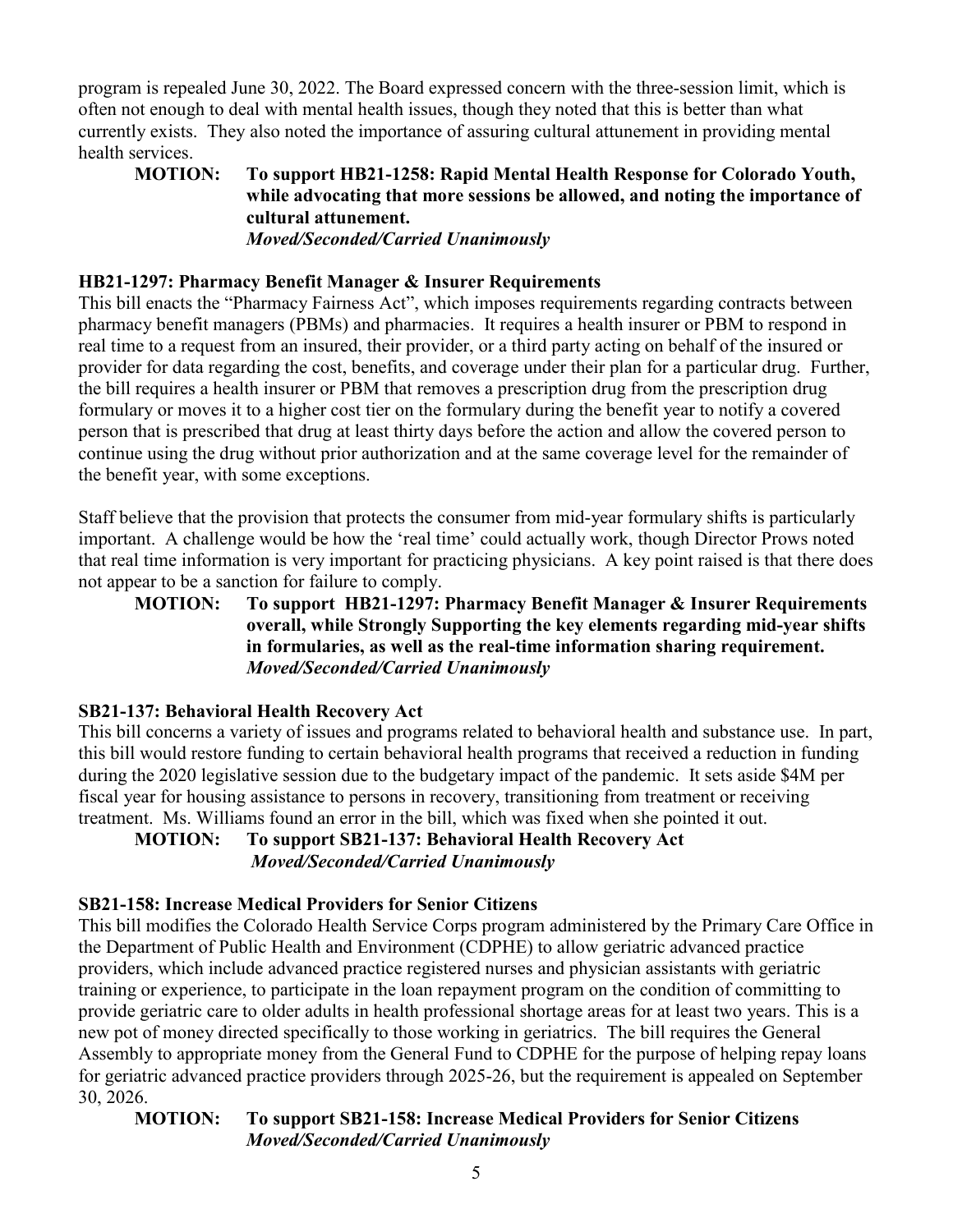program is repealed June 30, 2022. The Board expressed concern with the three-session limit, which is often not enough to deal with mental health issues, though they noted that this is better than what currently exists. They also noted the importance of assuring cultural attunement in providing mental health services.

> **MOTION: To support HB21-1258: Rapid Mental Health Response for Colorado Youth, while advocating that more sessions be allowed, and noting the importance of cultural attunement.**
> ***Moved/Seconded/Carried Unanimously***

**HB21-1297: Pharmacy Benefit Manager & Insurer Requirements**

This bill enacts the "Pharmacy Fairness Act", which imposes requirements regarding contracts between pharmacy benefit managers (PBMs) and pharmacies. It requires a health insurer or PBM to respond in real time to a request from an insured, their provider, or a third party acting on behalf of the insured or provider for data regarding the cost, benefits, and coverage under their plan for a particular drug. Further, the bill requires a health insurer or PBM that removes a prescription drug from the prescription drug formulary or moves it to a higher cost tier on the formulary during the benefit year to notify a covered person that is prescribed that drug at least thirty days before the action and allow the covered person to continue using the drug without prior authorization and at the same coverage level for the remainder of the benefit year, with some exceptions.

Staff believe that the provision that protects the consumer from mid-year formulary shifts is particularly important. A challenge would be how the 'real time' could actually work, though Director Prows noted that real time information is very important for practicing physicians. A key point raised is that there does not appear to be a sanction for failure to comply.

> **MOTION: To support HB21-1297: Pharmacy Benefit Manager & Insurer Requirements overall, while Strongly Supporting the key elements regarding mid-year shifts in formularies, as well as the real-time information sharing requirement.**
> ***Moved/Seconded/Carried Unanimously***

**SB21-137: Behavioral Health Recovery Act**

This bill concerns a variety of issues and programs related to behavioral health and substance use. In part, this bill would restore funding to certain behavioral health programs that received a reduction in funding during the 2020 legislative session due to the budgetary impact of the pandemic. It sets aside $4M per fiscal year for housing assistance to persons in recovery, transitioning from treatment or receiving treatment. Ms. Williams found an error in the bill, which was fixed when she pointed it out.

> **MOTION: To support SB21-137: Behavioral Health Recovery Act**
> ***Moved/Seconded/Carried Unanimously***

**SB21-158: Increase Medical Providers for Senior Citizens**

This bill modifies the Colorado Health Service Corps program administered by the Primary Care Office in the Department of Public Health and Environment (CDPHE) to allow geriatric advanced practice providers, which include advanced practice registered nurses and physician assistants with geriatric training or experience, to participate in the loan repayment program on the condition of committing to provide geriatric care to older adults in health professional shortage areas for at least two years. This is a new pot of money directed specifically to those working in geriatrics. The bill requires the General Assembly to appropriate money from the General Fund to CDPHE for the purpose of helping repay loans for geriatric advanced practice providers through 2025-26, but the requirement is appealed on September 30, 2026.

> **MOTION: To support SB21-158: Increase Medical Providers for Senior Citizens**
> ***Moved/Seconded/Carried Unanimously***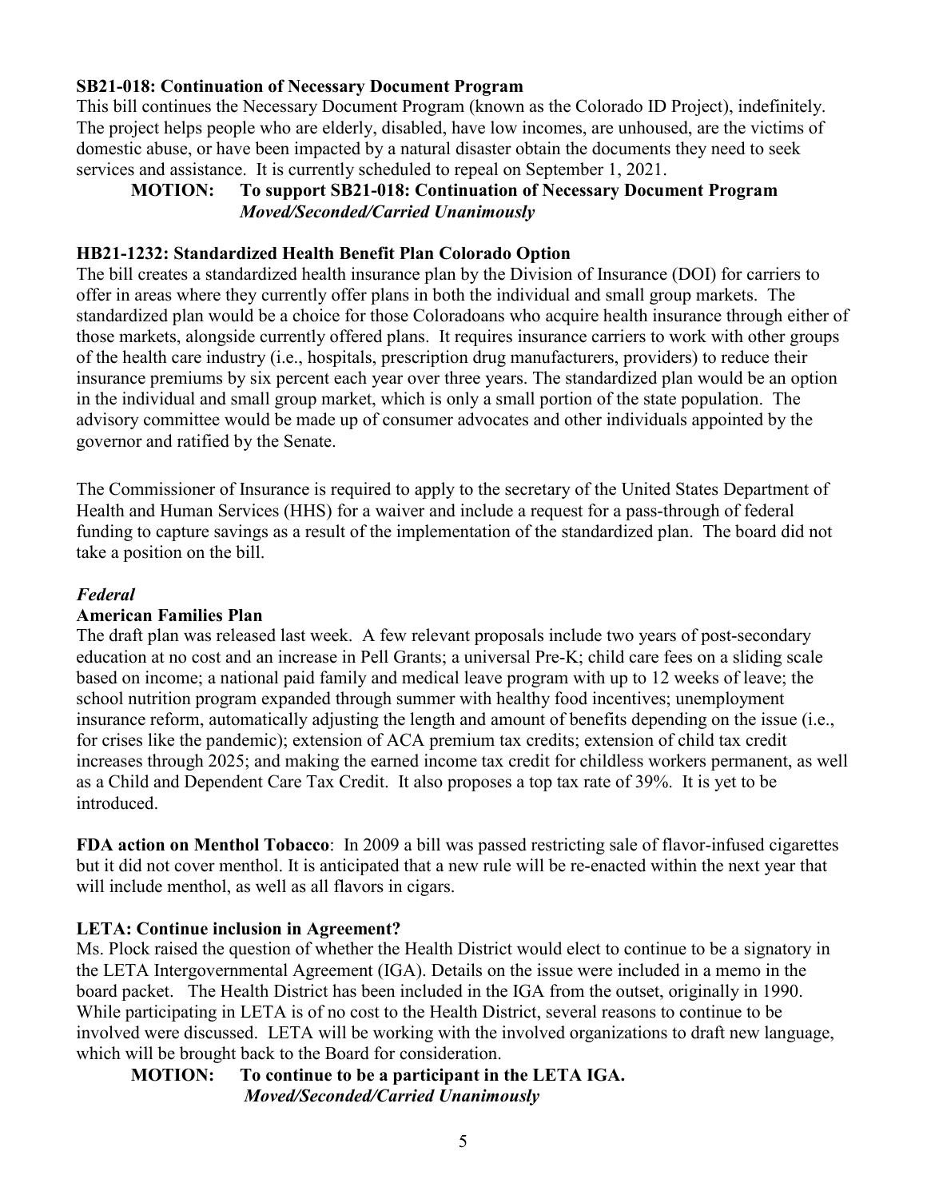**SB21-018: Continuation of Necessary Document Program**

This bill continues the Necessary Document Program (known as the Colorado ID Project), indefinitely. The project helps people who are elderly, disabled, have low incomes, are unhoused, are the victims of domestic abuse, or have been impacted by a natural disaster obtain the documents they need to seek services and assistance. It is currently scheduled to repeal on September 1, 2021.

> **MOTION: To support SB21-018: Continuation of Necessary Document Program**
> ***Moved/Seconded/Carried Unanimously***

**HB21-1232: Standardized Health Benefit Plan Colorado Option**

The bill creates a standardized health insurance plan by the Division of Insurance (DOI) for carriers to offer in areas where they currently offer plans in both the individual and small group markets. The standardized plan would be a choice for those Coloradoans who acquire health insurance through either of those markets, alongside currently offered plans. It requires insurance carriers to work with other groups of the health care industry (i.e., hospitals, prescription drug manufacturers, providers) to reduce their insurance premiums by six percent each year over three years. The standardized plan would be an option in the individual and small group market, which is only a small portion of the state population. The advisory committee would be made up of consumer advocates and other individuals appointed by the governor and ratified by the Senate.

The Commissioner of Insurance is required to apply to the secretary of the United States Department of Health and Human Services (HHS) for a waiver and include a request for a pass-through of federal funding to capture savings as a result of the implementation of the standardized plan. The board did not take a position on the bill.

***Federal***

**American Families Plan**

The draft plan was released last week. A few relevant proposals include two years of post-secondary education at no cost and an increase in Pell Grants; a universal Pre-K; child care fees on a sliding scale based on income; a national paid family and medical leave program with up to 12 weeks of leave; the school nutrition program expanded through summer with healthy food incentives; unemployment insurance reform, automatically adjusting the length and amount of benefits depending on the issue (i.e., for crises like the pandemic); extension of ACA premium tax credits; extension of child tax credit increases through 2025; and making the earned income tax credit for childless workers permanent, as well as a Child and Dependent Care Tax Credit. It also proposes a top tax rate of 39%. It is yet to be introduced.

**FDA action on Menthol Tobacco**: In 2009 a bill was passed restricting sale of flavor-infused cigarettes but it did not cover menthol. It is anticipated that a new rule will be re-enacted within the next year that will include menthol, as well as all flavors in cigars.

**LETA: Continue inclusion in Agreement?**

Ms. Plock raised the question of whether the Health District would elect to continue to be a signatory in the LETA Intergovernmental Agreement (IGA). Details on the issue were included in a memo in the board packet. The Health District has been included in the IGA from the outset, originally in 1990. While participating in LETA is of no cost to the Health District, several reasons to continue to be involved were discussed. LETA will be working with the involved organizations to draft new language, which will be brought back to the Board for consideration.

> **MOTION: To continue to be a participant in the LETA IGA.**
> ***Moved/Seconded/Carried Unanimously***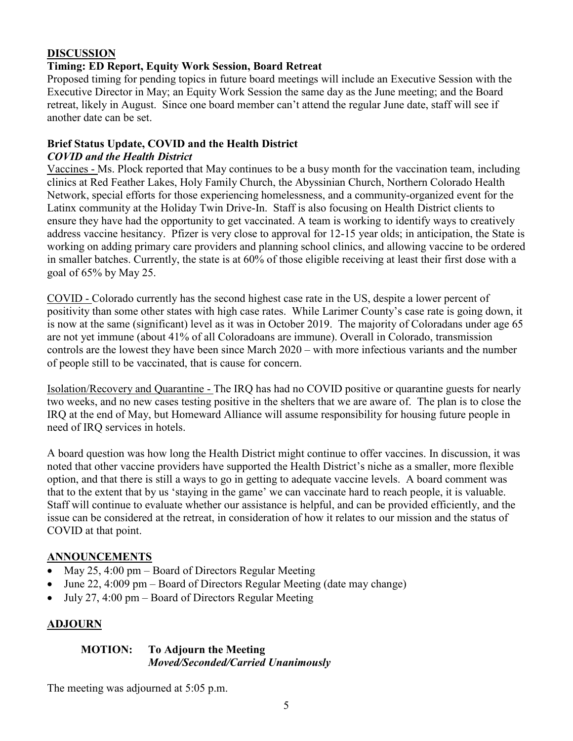## DISCUSSION

### Timing: ED Report, Equity Work Session, Board Retreat

Proposed timing for pending topics in future board meetings will include an Executive Session with the Executive Director in May; an Equity Work Session the same day as the June meeting; and the Board retreat, likely in August. Since one board member can't attend the regular June date, staff will see if another date can be set.

### Brief Status Update, COVID and the Health District

***COVID and the Health District***

Vaccines - Ms. Plock reported that May continues to be a busy month for the vaccination team, including clinics at Red Feather Lakes, Holy Family Church, the Abyssinian Church, Northern Colorado Health Network, special efforts for those experiencing homelessness, and a community-organized event for the Latinx community at the Holiday Twin Drive-In. Staff is also focusing on Health District clients to ensure they have had the opportunity to get vaccinated. A team is working to identify ways to creatively address vaccine hesitancy. Pfizer is very close to approval for 12-15 year olds; in anticipation, the State is working on adding primary care providers and planning school clinics, and allowing vaccine to be ordered in smaller batches. Currently, the state is at 60% of those eligible receiving at least their first dose with a goal of 65% by May 25.

COVID - Colorado currently has the second highest case rate in the US, despite a lower percent of positivity than some other states with high case rates. While Larimer County's case rate is going down, it is now at the same (significant) level as it was in October 2019. The majority of Coloradans under age 65 are not yet immune (about 41% of all Coloradoans are immune). Overall in Colorado, transmission controls are the lowest they have been since March 2020 – with more infectious variants and the number of people still to be vaccinated, that is cause for concern.

Isolation/Recovery and Quarantine - The IRQ has had no COVID positive or quarantine guests for nearly two weeks, and no new cases testing positive in the shelters that we are aware of. The plan is to close the IRQ at the end of May, but Homeward Alliance will assume responsibility for housing future people in need of IRQ services in hotels.

A board question was how long the Health District might continue to offer vaccines. In discussion, it was noted that other vaccine providers have supported the Health District's niche as a smaller, more flexible option, and that there is still a ways to go in getting to adequate vaccine levels. A board comment was that to the extent that by us 'staying in the game' we can vaccinate hard to reach people, it is valuable. Staff will continue to evaluate whether our assistance is helpful, and can be provided efficiently, and the issue can be considered at the retreat, in consideration of how it relates to our mission and the status of COVID at that point.

## ANNOUNCEMENTS

- May 25, 4:00 pm – Board of Directors Regular Meeting
- June 22, 4:009 pm – Board of Directors Regular Meeting (date may change)
- July 27, 4:00 pm – Board of Directors Regular Meeting

## ADJOURN

**MOTION: To Adjourn the Meeting**
***Moved/Seconded/Carried Unanimously***

The meeting was adjourned at 5:05 p.m.